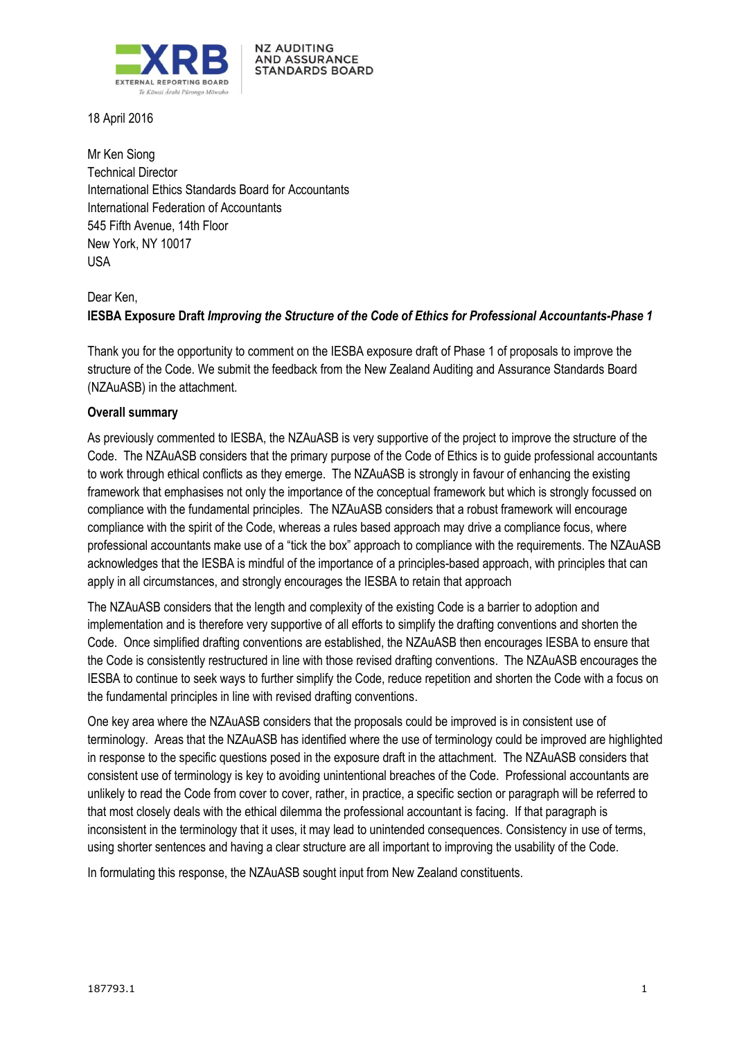NZ AUDITING AND ASSURANCE STANDARDS BOARD

18 April 2016

Mr Ken Siong
Technical Director
International Ethics Standards Board for Accountants
International Federation of Accountants
545 Fifth Avenue, 14th Floor
New York, NY 10017
USA

Dear Ken,

**IESBA Exposure Draft *Improving the Structure of the Code of Ethics for Professional Accountants-Phase 1***

Thank you for the opportunity to comment on the IESBA exposure draft of Phase 1 of proposals to improve the structure of the Code. We submit the feedback from the New Zealand Auditing and Assurance Standards Board (NZAuASB) in the attachment.

**Overall summary**

As previously commented to IESBA, the NZAuASB is very supportive of the project to improve the structure of the Code. The NZAuASB considers that the primary purpose of the Code of Ethics is to guide professional accountants to work through ethical conflicts as they emerge. The NZAuASB is strongly in favour of enhancing the existing framework that emphasises not only the importance of the conceptual framework but which is strongly focussed on compliance with the fundamental principles. The NZAuASB considers that a robust framework will encourage compliance with the spirit of the Code, whereas a rules based approach may drive a compliance focus, where professional accountants make use of a "tick the box" approach to compliance with the requirements. The NZAuASB acknowledges that the IESBA is mindful of the importance of a principles-based approach, with principles that can apply in all circumstances, and strongly encourages the IESBA to retain that approach

The NZAuASB considers that the length and complexity of the existing Code is a barrier to adoption and implementation and is therefore very supportive of all efforts to simplify the drafting conventions and shorten the Code. Once simplified drafting conventions are established, the NZAuASB then encourages IESBA to ensure that the Code is consistently restructured in line with those revised drafting conventions. The NZAuASB encourages the IESBA to continue to seek ways to further simplify the Code, reduce repetition and shorten the Code with a focus on the fundamental principles in line with revised drafting conventions.

One key area where the NZAuASB considers that the proposals could be improved is in consistent use of terminology. Areas that the NZAuASB has identified where the use of terminology could be improved are highlighted in response to the specific questions posed in the exposure draft in the attachment. The NZAuASB considers that consistent use of terminology is key to avoiding unintentional breaches of the Code. Professional accountants are unlikely to read the Code from cover to cover, rather, in practice, a specific section or paragraph will be referred to that most closely deals with the ethical dilemma the professional accountant is facing. If that paragraph is inconsistent in the terminology that it uses, it may lead to unintended consequences. Consistency in use of terms, using shorter sentences and having a clear structure are all important to improving the usability of the Code.

In formulating this response, the NZAuASB sought input from New Zealand constituents.

187793.1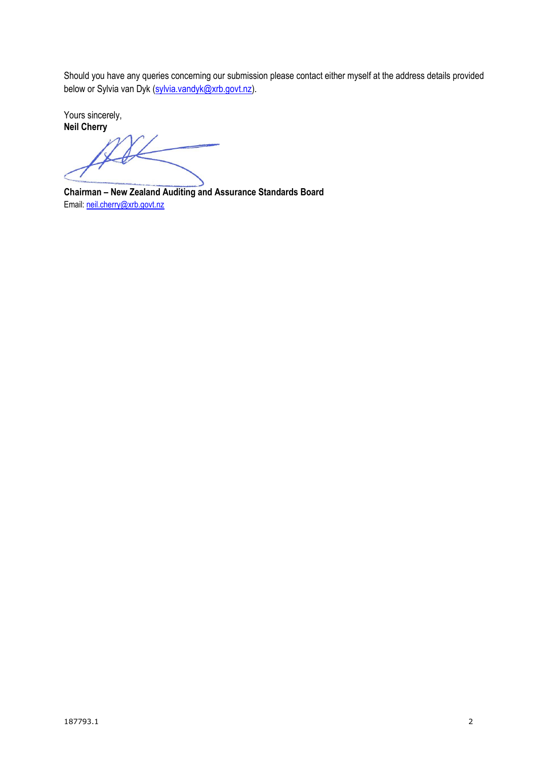Should you have any queries concerning our submission please contact either myself at the address details provided below or Sylvia van Dyk (sylvia.vandyk@xrb.govt.nz).

Yours sincerely,
**Neil Cherry**

**Chairman – New Zealand Auditing and Assurance Standards Board**
Email: neil.cherry@xrb.govt.nz

187793.1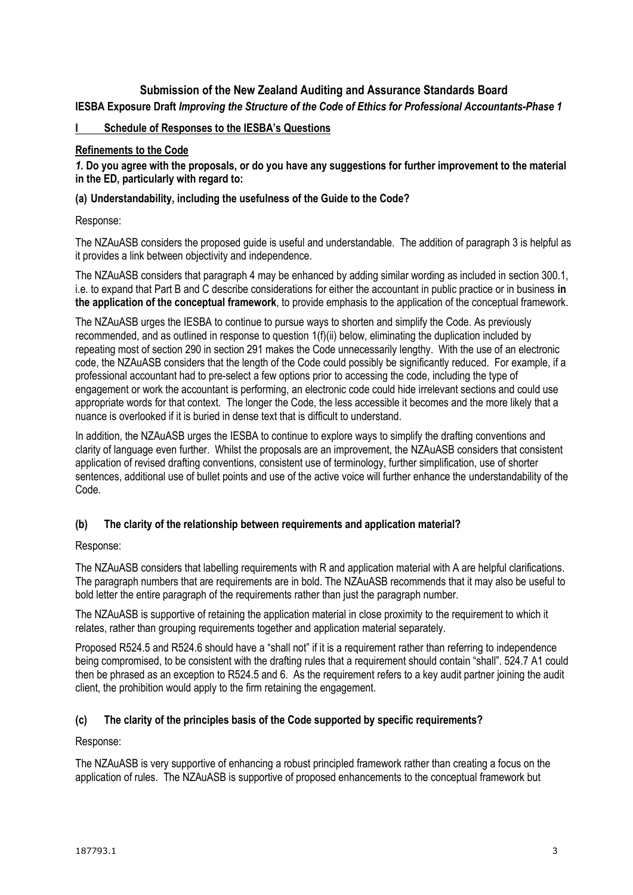## Submission of the New Zealand Auditing and Assurance Standards Board

**IESBA Exposure Draft *Improving the Structure of the Code of Ethics for Professional Accountants-Phase 1***

### I Schedule of Responses to the IESBA's Questions

#### Refinements to the Code

***1.* Do you agree with the proposals, or do you have any suggestions for further improvement to the material in the ED, particularly with regard to:**

**(a) Understandability, including the usefulness of the Guide to the Code?**

Response:

The NZAuASB considers the proposed guide is useful and understandable. The addition of paragraph 3 is helpful as it provides a link between objectivity and independence.

The NZAuASB considers that paragraph 4 may be enhanced by adding similar wording as included in section 300.1, i.e. to expand that Part B and C describe considerations for either the accountant in public practice or in business **in the application of the conceptual framework**, to provide emphasis to the application of the conceptual framework.

The NZAuASB urges the IESBA to continue to pursue ways to shorten and simplify the Code. As previously recommended, and as outlined in response to question 1(f)(ii) below, eliminating the duplication included by repeating most of section 290 in section 291 makes the Code unnecessarily lengthy. With the use of an electronic code, the NZAuASB considers that the length of the Code could possibly be significantly reduced. For example, if a professional accountant had to pre-select a few options prior to accessing the code, including the type of engagement or work the accountant is performing, an electronic code could hide irrelevant sections and could use appropriate words for that context. The longer the Code, the less accessible it becomes and the more likely that a nuance is overlooked if it is buried in dense text that is difficult to understand.

In addition, the NZAuASB urges the IESBA to continue to explore ways to simplify the drafting conventions and clarity of language even further. Whilst the proposals are an improvement, the NZAuASB considers that consistent application of revised drafting conventions, consistent use of terminology, further simplification, use of shorter sentences, additional use of bullet points and use of the active voice will further enhance the understandability of the Code.

**(b) The clarity of the relationship between requirements and application material?**

Response:

The NZAuASB considers that labelling requirements with R and application material with A are helpful clarifications. The paragraph numbers that are requirements are in bold. The NZAuASB recommends that it may also be useful to bold letter the entire paragraph of the requirements rather than just the paragraph number.

The NZAuASB is supportive of retaining the application material in close proximity to the requirement to which it relates, rather than grouping requirements together and application material separately.

Proposed R524.5 and R524.6 should have a "shall not" if it is a requirement rather than referring to independence being compromised, to be consistent with the drafting rules that a requirement should contain "shall". 524.7 A1 could then be phrased as an exception to R524.5 and 6. As the requirement refers to a key audit partner joining the audit client, the prohibition would apply to the firm retaining the engagement.

**(c) The clarity of the principles basis of the Code supported by specific requirements?**

Response:

The NZAuASB is very supportive of enhancing a robust principled framework rather than creating a focus on the application of rules. The NZAuASB is supportive of proposed enhancements to the conceptual framework but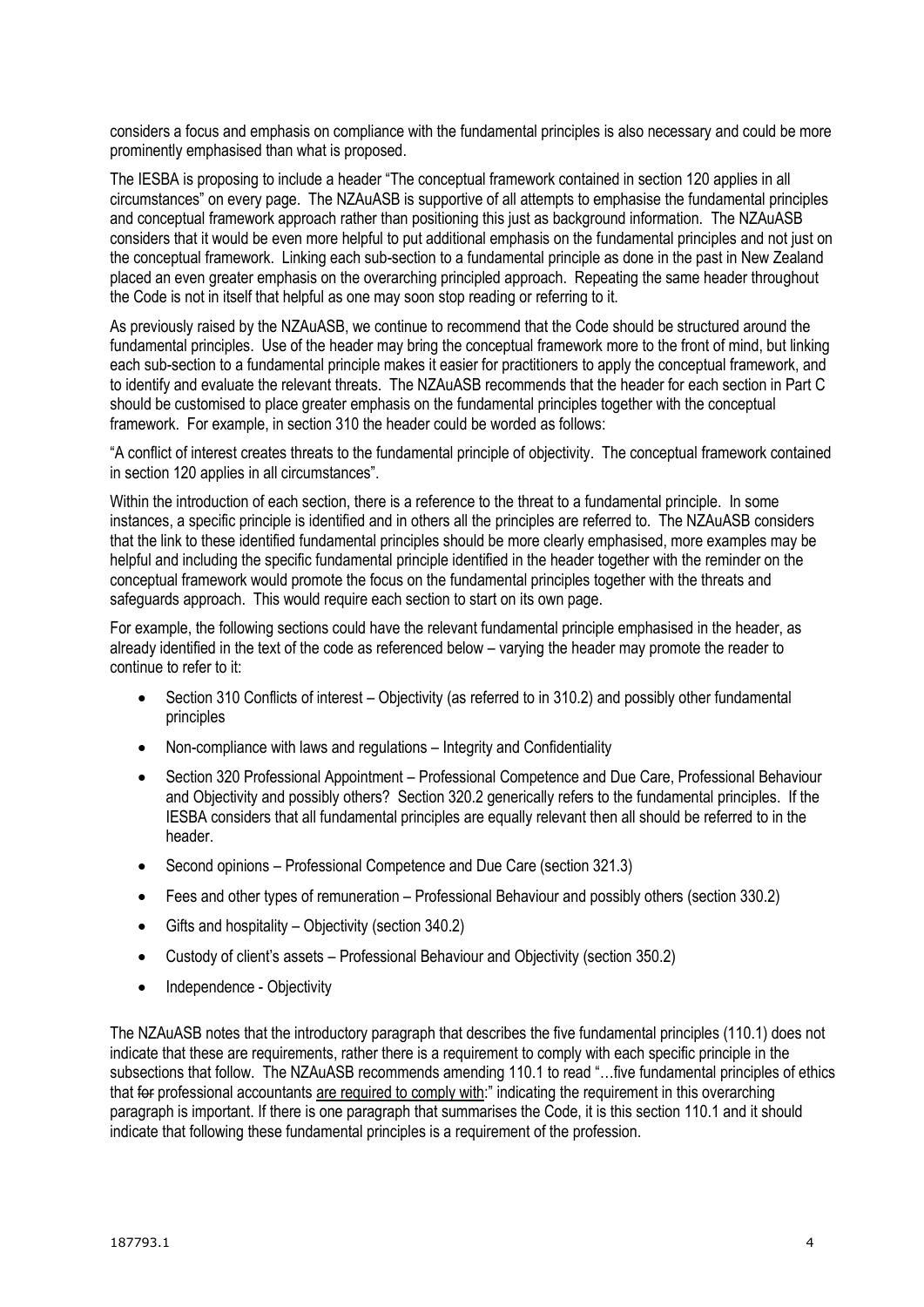considers a focus and emphasis on compliance with the fundamental principles is also necessary and could be more prominently emphasised than what is proposed.

The IESBA is proposing to include a header "The conceptual framework contained in section 120 applies in all circumstances" on every page. The NZAuASB is supportive of all attempts to emphasise the fundamental principles and conceptual framework approach rather than positioning this just as background information. The NZAuASB considers that it would be even more helpful to put additional emphasis on the fundamental principles and not just on the conceptual framework. Linking each sub-section to a fundamental principle as done in the past in New Zealand placed an even greater emphasis on the overarching principled approach. Repeating the same header throughout the Code is not in itself that helpful as one may soon stop reading or referring to it.

As previously raised by the NZAuASB, we continue to recommend that the Code should be structured around the fundamental principles. Use of the header may bring the conceptual framework more to the front of mind, but linking each sub-section to a fundamental principle makes it easier for practitioners to apply the conceptual framework, and to identify and evaluate the relevant threats. The NZAuASB recommends that the header for each section in Part C should be customised to place greater emphasis on the fundamental principles together with the conceptual framework. For example, in section 310 the header could be worded as follows:

"A conflict of interest creates threats to the fundamental principle of objectivity. The conceptual framework contained in section 120 applies in all circumstances".

Within the introduction of each section, there is a reference to the threat to a fundamental principle. In some instances, a specific principle is identified and in others all the principles are referred to. The NZAuASB considers that the link to these identified fundamental principles should be more clearly emphasised, more examples may be helpful and including the specific fundamental principle identified in the header together with the reminder on the conceptual framework would promote the focus on the fundamental principles together with the threats and safeguards approach. This would require each section to start on its own page.

For example, the following sections could have the relevant fundamental principle emphasised in the header, as already identified in the text of the code as referenced below – varying the header may promote the reader to continue to refer to it:

- Section 310 Conflicts of interest – Objectivity (as referred to in 310.2) and possibly other fundamental principles
- Non-compliance with laws and regulations – Integrity and Confidentiality
- Section 320 Professional Appointment – Professional Competence and Due Care, Professional Behaviour and Objectivity and possibly others? Section 320.2 generically refers to the fundamental principles. If the IESBA considers that all fundamental principles are equally relevant then all should be referred to in the header.
- Second opinions – Professional Competence and Due Care (section 321.3)
- Fees and other types of remuneration – Professional Behaviour and possibly others (section 330.2)
- Gifts and hospitality – Objectivity (section 340.2)
- Custody of client's assets – Professional Behaviour and Objectivity (section 350.2)
- Independence - Objectivity

The NZAuASB notes that the introductory paragraph that describes the five fundamental principles (110.1) does not indicate that these are requirements, rather there is a requirement to comply with each specific principle in the subsections that follow. The NZAuASB recommends amending 110.1 to read "…five fundamental principles of ethics that ~~for~~ professional accountants <u>are required to comply with</u>:" indicating the requirement in this overarching paragraph is important. If there is one paragraph that summarises the Code, it is this section 110.1 and it should indicate that following these fundamental principles is a requirement of the profession.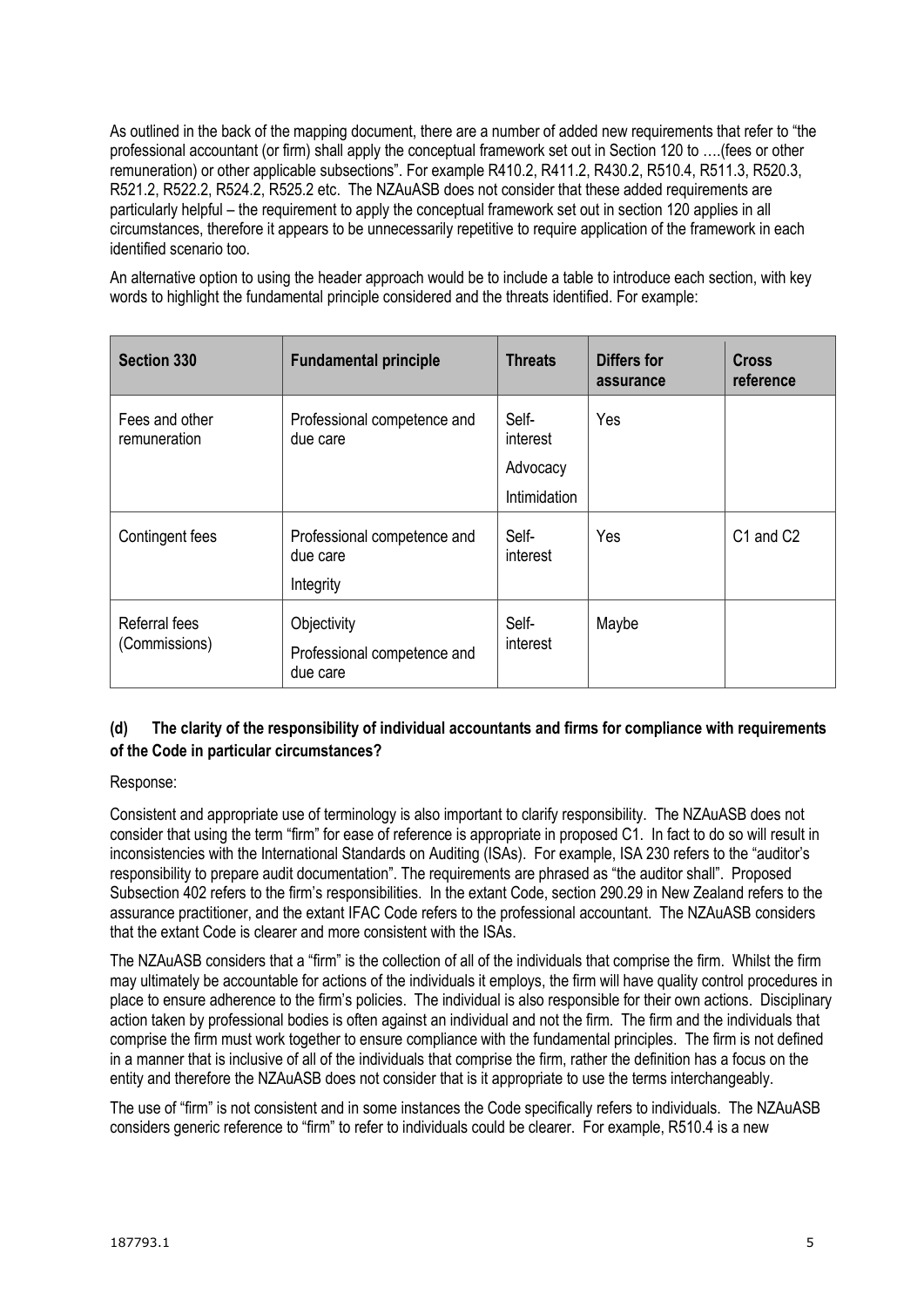As outlined in the back of the mapping document, there are a number of added new requirements that refer to "the professional accountant (or firm) shall apply the conceptual framework set out in Section 120 to ….(fees or other remuneration) or other applicable subsections". For example R410.2, R411.2, R430.2, R510.4, R511.3, R520.3, R521.2, R522.2, R524.2, R525.2 etc. The NZAuASB does not consider that these added requirements are particularly helpful – the requirement to apply the conceptual framework set out in section 120 applies in all circumstances, therefore it appears to be unnecessarily repetitive to require application of the framework in each identified scenario too.

An alternative option to using the header approach would be to include a table to introduce each section, with key words to highlight the fundamental principle considered and the threats identified. For example:

| Section 330 | Fundamental principle | Threats | Differs for assurance | Cross reference |
|---|---|---|---|---|
| Fees and other remuneration | Professional competence and due care | Self-interest<br>Advocacy<br>Intimidation | Yes | |
| Contingent fees | Professional competence and due care<br>Integrity | Self-interest | Yes | C1 and C2 |
| Referral fees (Commissions) | Objectivity<br>Professional competence and due care | Self-interest | Maybe | |

### (d) The clarity of the responsibility of individual accountants and firms for compliance with requirements of the Code in particular circumstances?

Response:

Consistent and appropriate use of terminology is also important to clarify responsibility. The NZAuASB does not consider that using the term "firm" for ease of reference is appropriate in proposed C1. In fact to do so will result in inconsistencies with the International Standards on Auditing (ISAs). For example, ISA 230 refers to the "auditor's responsibility to prepare audit documentation". The requirements are phrased as "the auditor shall". Proposed Subsection 402 refers to the firm's responsibilities. In the extant Code, section 290.29 in New Zealand refers to the assurance practitioner, and the extant IFAC Code refers to the professional accountant. The NZAuASB considers that the extant Code is clearer and more consistent with the ISAs.

The NZAuASB considers that a "firm" is the collection of all of the individuals that comprise the firm. Whilst the firm may ultimately be accountable for actions of the individuals it employs, the firm will have quality control procedures in place to ensure adherence to the firm's policies. The individual is also responsible for their own actions. Disciplinary action taken by professional bodies is often against an individual and not the firm. The firm and the individuals that comprise the firm must work together to ensure compliance with the fundamental principles. The firm is not defined in a manner that is inclusive of all of the individuals that comprise the firm, rather the definition has a focus on the entity and therefore the NZAuASB does not consider that is it appropriate to use the terms interchangeably.

The use of "firm" is not consistent and in some instances the Code specifically refers to individuals. The NZAuASB considers generic reference to "firm" to refer to individuals could be clearer. For example, R510.4 is a new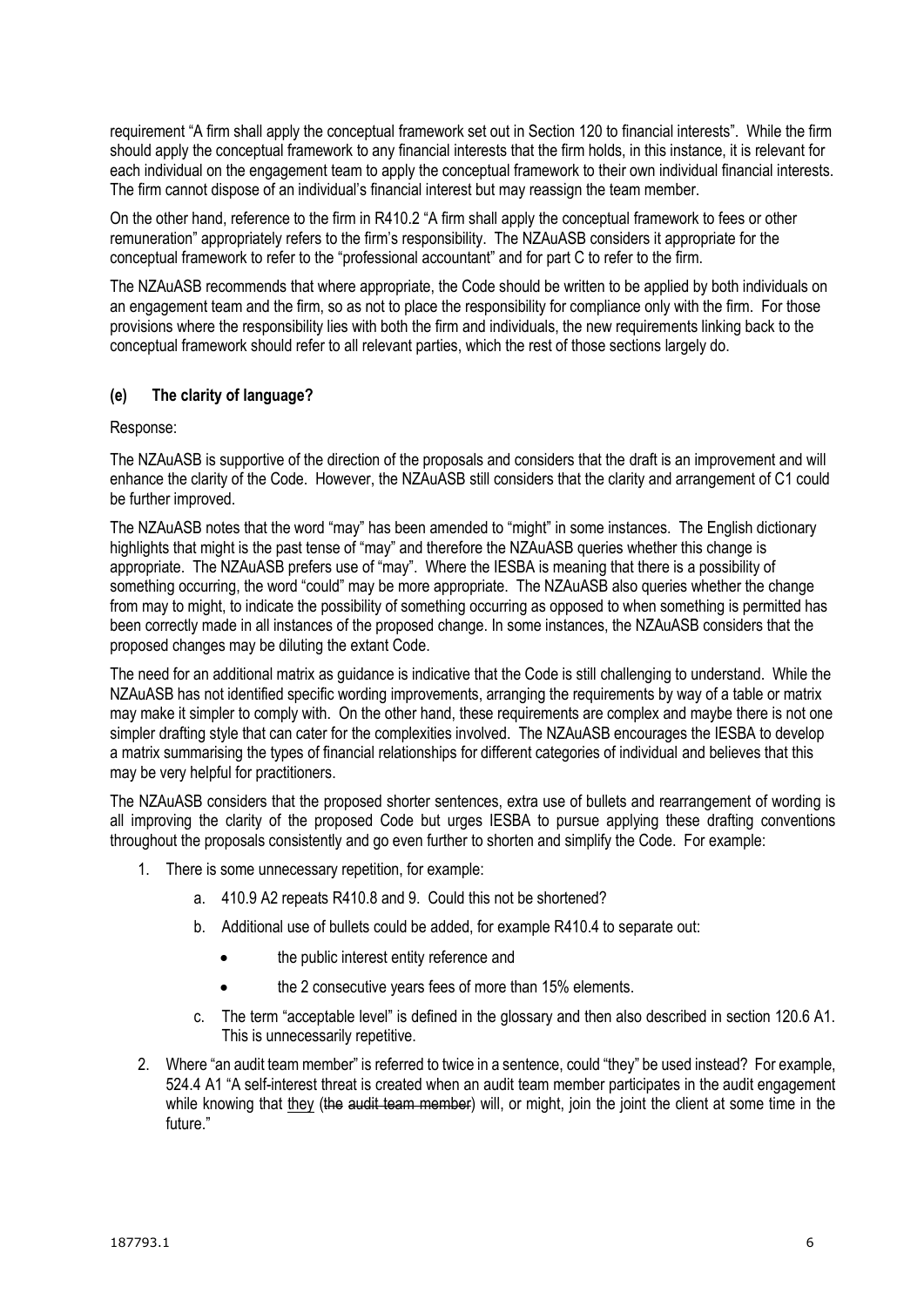requirement "A firm shall apply the conceptual framework set out in Section 120 to financial interests". While the firm should apply the conceptual framework to any financial interests that the firm holds, in this instance, it is relevant for each individual on the engagement team to apply the conceptual framework to their own individual financial interests. The firm cannot dispose of an individual's financial interest but may reassign the team member.

On the other hand, reference to the firm in R410.2 "A firm shall apply the conceptual framework to fees or other remuneration" appropriately refers to the firm's responsibility. The NZAuASB considers it appropriate for the conceptual framework to refer to the "professional accountant" and for part C to refer to the firm.

The NZAuASB recommends that where appropriate, the Code should be written to be applied by both individuals on an engagement team and the firm, so as not to place the responsibility for compliance only with the firm. For those provisions where the responsibility lies with both the firm and individuals, the new requirements linking back to the conceptual framework should refer to all relevant parties, which the rest of those sections largely do.

### (e) The clarity of language?

Response:

The NZAuASB is supportive of the direction of the proposals and considers that the draft is an improvement and will enhance the clarity of the Code. However, the NZAuASB still considers that the clarity and arrangement of C1 could be further improved.

The NZAuASB notes that the word "may" has been amended to "might" in some instances. The English dictionary highlights that might is the past tense of "may" and therefore the NZAuASB queries whether this change is appropriate. The NZAuASB prefers use of "may". Where the IESBA is meaning that there is a possibility of something occurring, the word "could" may be more appropriate. The NZAuASB also queries whether the change from may to might, to indicate the possibility of something occurring as opposed to when something is permitted has been correctly made in all instances of the proposed change. In some instances, the NZAuASB considers that the proposed changes may be diluting the extant Code.

The need for an additional matrix as guidance is indicative that the Code is still challenging to understand. While the NZAuASB has not identified specific wording improvements, arranging the requirements by way of a table or matrix may make it simpler to comply with. On the other hand, these requirements are complex and maybe there is not one simpler drafting style that can cater for the complexities involved. The NZAuASB encourages the IESBA to develop a matrix summarising the types of financial relationships for different categories of individual and believes that this may be very helpful for practitioners.

The NZAuASB considers that the proposed shorter sentences, extra use of bullets and rearrangement of wording is all improving the clarity of the proposed Code but urges IESBA to pursue applying these drafting conventions throughout the proposals consistently and go even further to shorten and simplify the Code. For example:

1. There is some unnecessary repetition, for example:
    a. 410.9 A2 repeats R410.8 and 9. Could this not be shortened?
    b. Additional use of bullets could be added, for example R410.4 to separate out:
        - the public interest entity reference and
        - the 2 consecutive years fees of more than 15% elements.
    c. The term "acceptable level" is defined in the glossary and then also described in section 120.6 A1. This is unnecessarily repetitive.
2. Where "an audit team member" is referred to twice in a sentence, could "they" be used instead? For example, 524.4 A1 "A self-interest threat is created when an audit team member participates in the audit engagement while knowing that <u>they</u> (~~the audit team member~~) will, or might, join the joint the client at some time in the future."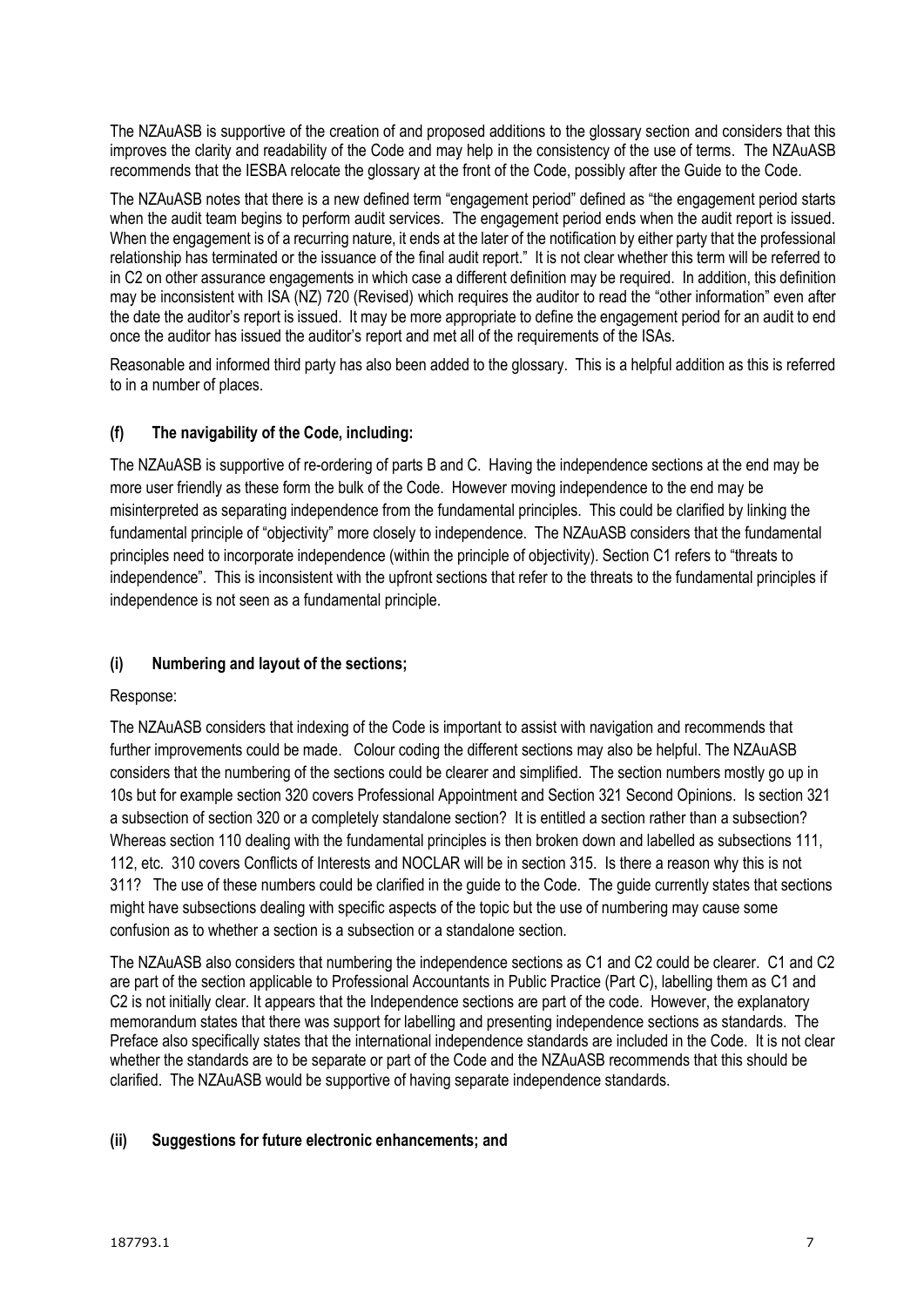The NZAuASB is supportive of the creation of and proposed additions to the glossary section and considers that this improves the clarity and readability of the Code and may help in the consistency of the use of terms. The NZAuASB recommends that the IESBA relocate the glossary at the front of the Code, possibly after the Guide to the Code.

The NZAuASB notes that there is a new defined term "engagement period" defined as "the engagement period starts when the audit team begins to perform audit services. The engagement period ends when the audit report is issued. When the engagement is of a recurring nature, it ends at the later of the notification by either party that the professional relationship has terminated or the issuance of the final audit report." It is not clear whether this term will be referred to in C2 on other assurance engagements in which case a different definition may be required. In addition, this definition may be inconsistent with ISA (NZ) 720 (Revised) which requires the auditor to read the "other information" even after the date the auditor's report is issued. It may be more appropriate to define the engagement period for an audit to end once the auditor has issued the auditor's report and met all of the requirements of the ISAs.

Reasonable and informed third party has also been added to the glossary. This is a helpful addition as this is referred to in a number of places.

### (f) The navigability of the Code, including:

The NZAuASB is supportive of re-ordering of parts B and C. Having the independence sections at the end may be more user friendly as these form the bulk of the Code. However moving independence to the end may be misinterpreted as separating independence from the fundamental principles. This could be clarified by linking the fundamental principle of "objectivity" more closely to independence. The NZAuASB considers that the fundamental principles need to incorporate independence (within the principle of objectivity). Section C1 refers to "threats to independence". This is inconsistent with the upfront sections that refer to the threats to the fundamental principles if independence is not seen as a fundamental principle.

### (i) Numbering and layout of the sections;

Response:

The NZAuASB considers that indexing of the Code is important to assist with navigation and recommends that further improvements could be made. Colour coding the different sections may also be helpful. The NZAuASB considers that the numbering of the sections could be clearer and simplified. The section numbers mostly go up in 10s but for example section 320 covers Professional Appointment and Section 321 Second Opinions. Is section 321 a subsection of section 320 or a completely standalone section? It is entitled a section rather than a subsection? Whereas section 110 dealing with the fundamental principles is then broken down and labelled as subsections 111, 112, etc. 310 covers Conflicts of Interests and NOCLAR will be in section 315. Is there a reason why this is not 311? The use of these numbers could be clarified in the guide to the Code. The guide currently states that sections might have subsections dealing with specific aspects of the topic but the use of numbering may cause some confusion as to whether a section is a subsection or a standalone section.

The NZAuASB also considers that numbering the independence sections as C1 and C2 could be clearer. C1 and C2 are part of the section applicable to Professional Accountants in Public Practice (Part C), labelling them as C1 and C2 is not initially clear. It appears that the Independence sections are part of the code. However, the explanatory memorandum states that there was support for labelling and presenting independence sections as standards. The Preface also specifically states that the international independence standards are included in the Code. It is not clear whether the standards are to be separate or part of the Code and the NZAuASB recommends that this should be clarified. The NZAuASB would be supportive of having separate independence standards.

### (ii) Suggestions for future electronic enhancements; and

187793.1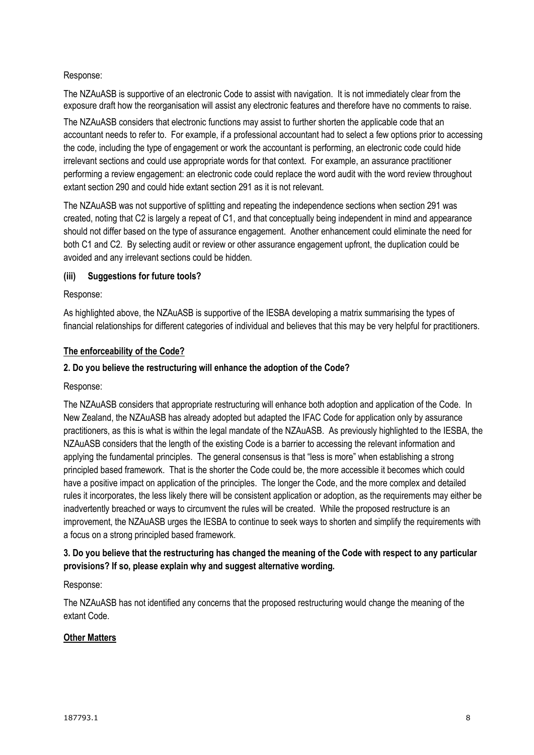Response:

The NZAuASB is supportive of an electronic Code to assist with navigation. It is not immediately clear from the exposure draft how the reorganisation will assist any electronic features and therefore have no comments to raise.

The NZAuASB considers that electronic functions may assist to further shorten the applicable code that an accountant needs to refer to. For example, if a professional accountant had to select a few options prior to accessing the code, including the type of engagement or work the accountant is performing, an electronic code could hide irrelevant sections and could use appropriate words for that context. For example, an assurance practitioner performing a review engagement: an electronic code could replace the word audit with the word review throughout extant section 290 and could hide extant section 291 as it is not relevant.

The NZAuASB was not supportive of splitting and repeating the independence sections when section 291 was created, noting that C2 is largely a repeat of C1, and that conceptually being independent in mind and appearance should not differ based on the type of assurance engagement. Another enhancement could eliminate the need for both C1 and C2. By selecting audit or review or other assurance engagement upfront, the duplication could be avoided and any irrelevant sections could be hidden.

**(iii) Suggestions for future tools?**

Response:

As highlighted above, the NZAuASB is supportive of the IESBA developing a matrix summarising the types of financial relationships for different categories of individual and believes that this may be very helpful for practitioners.

**The enforceability of the Code?**

**2. Do you believe the restructuring will enhance the adoption of the Code?**

Response:

The NZAuASB considers that appropriate restructuring will enhance both adoption and application of the Code. In New Zealand, the NZAuASB has already adopted but adapted the IFAC Code for application only by assurance practitioners, as this is what is within the legal mandate of the NZAuASB. As previously highlighted to the IESBA, the NZAuASB considers that the length of the existing Code is a barrier to accessing the relevant information and applying the fundamental principles. The general consensus is that "less is more" when establishing a strong principled based framework. That is the shorter the Code could be, the more accessible it becomes which could have a positive impact on application of the principles. The longer the Code, and the more complex and detailed rules it incorporates, the less likely there will be consistent application or adoption, as the requirements may either be inadvertently breached or ways to circumvent the rules will be created. While the proposed restructure is an improvement, the NZAuASB urges the IESBA to continue to seek ways to shorten and simplify the requirements with a focus on a strong principled based framework.

**3. Do you believe that the restructuring has changed the meaning of the Code with respect to any particular provisions? If so, please explain why and suggest alternative wording.**

Response:

The NZAuASB has not identified any concerns that the proposed restructuring would change the meaning of the extant Code.

**Other Matters**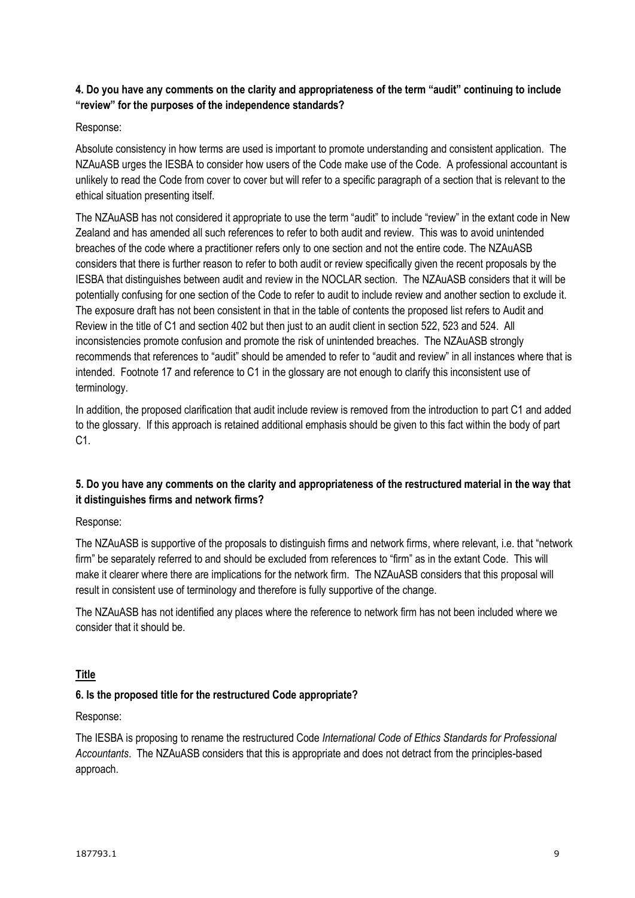**4. Do you have any comments on the clarity and appropriateness of the term "audit" continuing to include "review" for the purposes of the independence standards?**

Response:

Absolute consistency in how terms are used is important to promote understanding and consistent application. The NZAuASB urges the IESBA to consider how users of the Code make use of the Code. A professional accountant is unlikely to read the Code from cover to cover but will refer to a specific paragraph of a section that is relevant to the ethical situation presenting itself.

The NZAuASB has not considered it appropriate to use the term "audit" to include "review" in the extant code in New Zealand and has amended all such references to refer to both audit and review. This was to avoid unintended breaches of the code where a practitioner refers only to one section and not the entire code. The NZAuASB considers that there is further reason to refer to both audit or review specifically given the recent proposals by the IESBA that distinguishes between audit and review in the NOCLAR section. The NZAuASB considers that it will be potentially confusing for one section of the Code to refer to audit to include review and another section to exclude it. The exposure draft has not been consistent in that in the table of contents the proposed list refers to Audit and Review in the title of C1 and section 402 but then just to an audit client in section 522, 523 and 524. All inconsistencies promote confusion and promote the risk of unintended breaches. The NZAuASB strongly recommends that references to "audit" should be amended to refer to "audit and review" in all instances where that is intended. Footnote 17 and reference to C1 in the glossary are not enough to clarify this inconsistent use of terminology.

In addition, the proposed clarification that audit include review is removed from the introduction to part C1 and added to the glossary. If this approach is retained additional emphasis should be given to this fact within the body of part C1.

**5. Do you have any comments on the clarity and appropriateness of the restructured material in the way that it distinguishes firms and network firms?**

Response:

The NZAuASB is supportive of the proposals to distinguish firms and network firms, where relevant, i.e. that "network firm" be separately referred to and should be excluded from references to "firm" as in the extant Code. This will make it clearer where there are implications for the network firm. The NZAuASB considers that this proposal will result in consistent use of terminology and therefore is fully supportive of the change.

The NZAuASB has not identified any places where the reference to network firm has not been included where we consider that it should be.

## Title

**6. Is the proposed title for the restructured Code appropriate?**

Response:

The IESBA is proposing to rename the restructured Code *International Code of Ethics Standards for Professional Accountants*. The NZAuASB considers that this is appropriate and does not detract from the principles-based approach.